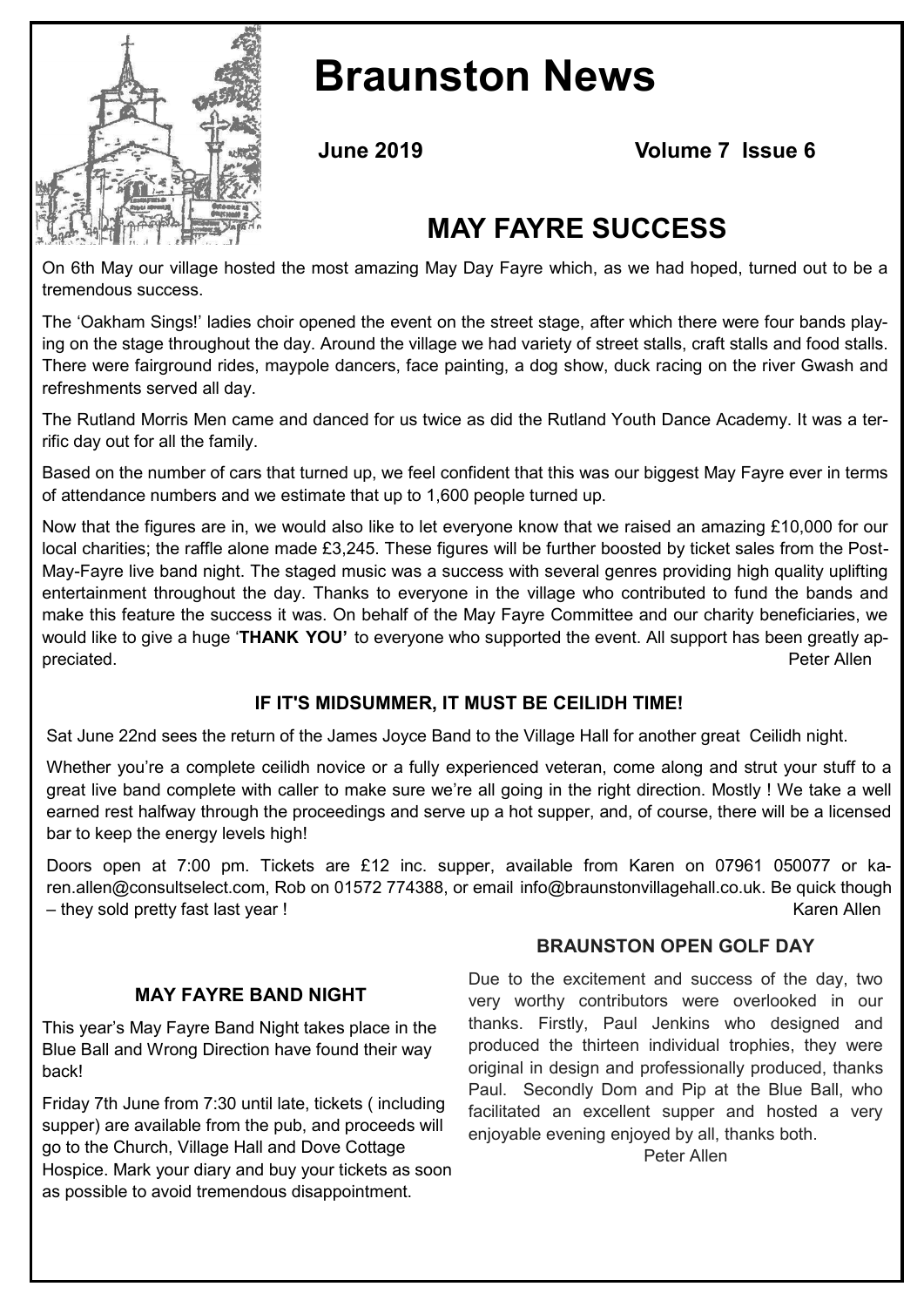# Braunston News

**June 2019** **Volume 7 Issue 6**

## MAY FAYRE SUCCESS

On 6th May our village hosted the most amazing May Day Fayre which, as we had hoped, turned out to be a tremendous success.

The 'Oakham Sings!' ladies choir opened the event on the street stage, after which there were four bands playing on the stage throughout the day. Around the village we had variety of street stalls, craft stalls and food stalls. There were fairground rides, maypole dancers, face painting, a dog show, duck racing on the river Gwash and refreshments served all day.

The Rutland Morris Men came and danced for us twice as did the Rutland Youth Dance Academy. It was a terrific day out for all the family.

Based on the number of cars that turned up, we feel confident that this was our biggest May Fayre ever in terms of attendance numbers and we estimate that up to 1,600 people turned up.

Now that the figures are in, we would also like to let everyone know that we raised an amazing £10,000 for our local charities; the raffle alone made £3,245. These figures will be further boosted by ticket sales from the Post-May-Fayre live band night. The staged music was a success with several genres providing high quality uplifting entertainment throughout the day. Thanks to everyone in the village who contributed to fund the bands and make this feature the success it was. On behalf of the May Fayre Committee and our charity beneficiaries, we would like to give a huge '**THANK YOU**' to everyone who supported the event. All support has been greatly appreciated.

Peter Allen

### IF IT'S MIDSUMMER, IT MUST BE CEILIDH TIME!

Sat June 22nd sees the return of the James Joyce Band to the Village Hall for another great Ceilidh night.

Whether you're a complete ceilidh novice or a fully experienced veteran, come along and strut your stuff to a great live band complete with caller to make sure we're all going in the right direction. Mostly ! We take a well earned rest halfway through the proceedings and serve up a hot supper, and, of course, there will be a licensed bar to keep the energy levels high!

Doors open at 7:00 pm. Tickets are £12 inc. supper, available from Karen on 07961 050077 or karen.allen@consultselect.com, Rob on 01572 774388, or email info@braunstonvillagehall.co.uk. Be quick though – they sold pretty fast last year !

Karen Allen

### MAY FAYRE BAND NIGHT

This year's May Fayre Band Night takes place in the Blue Ball and Wrong Direction have found their way back!

Friday 7th June from 7:30 until late, tickets ( including supper) are available from the pub, and proceeds will go to the Church, Village Hall and Dove Cottage Hospice. Mark your diary and buy your tickets as soon as possible to avoid tremendous disappointment.

### BRAUNSTON OPEN GOLF DAY

Due to the excitement and success of the day, two very worthy contributors were overlooked in our thanks. Firstly, Paul Jenkins who designed and produced the thirteen individual trophies, they were original in design and professionally produced, thanks Paul. Secondly Dom and Pip at the Blue Ball, who facilitated an excellent supper and hosted a very enjoyable evening enjoyed by all, thanks both.

Peter Allen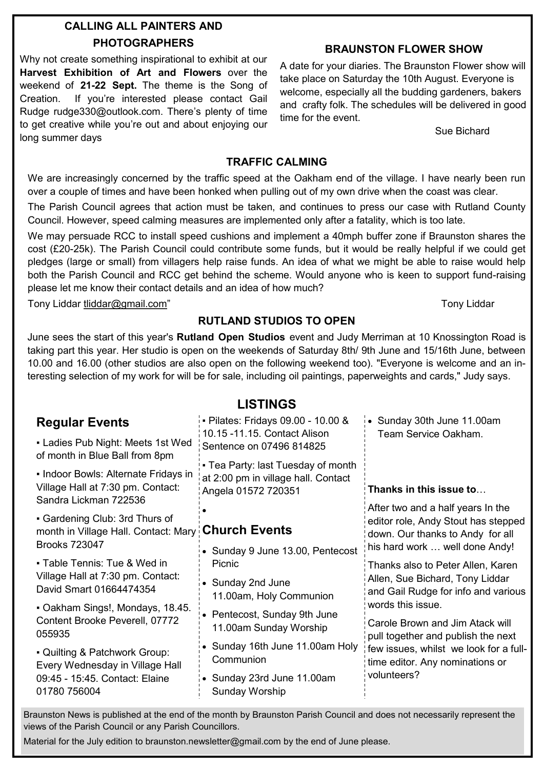## CALLING ALL PAINTERS AND PHOTOGRAPHERS

Why not create something inspirational to exhibit at our **Harvest Exhibition of Art and Flowers** over the weekend of **21-22 Sept.** The theme is the Song of Creation. If you're interested please contact Gail Rudge rudge330@outlook.com. There's plenty of time to get creative while you're out and about enjoying our long summer days

## BRAUNSTON FLOWER SHOW

A date for your diaries. The Braunston Flower show will take place on Saturday the 10th August. Everyone is welcome, especially all the budding gardeners, bakers and crafty folk. The schedules will be delivered in good time for the event.

Sue Bichard

## TRAFFIC CALMING

We are increasingly concerned by the traffic speed at the Oakham end of the village. I have nearly been run over a couple of times and have been honked when pulling out of my own drive when the coast was clear.

The Parish Council agrees that action must be taken, and continues to press our case with Rutland County Council. However, speed calming measures are implemented only after a fatality, which is too late.

We may persuade RCC to install speed cushions and implement a 40mph buffer zone if Braunston shares the cost (£20-25k). The Parish Council could contribute some funds, but it would be really helpful if we could get pledges (large or small) from villagers help raise funds. An idea of what we might be able to raise would help both the Parish Council and RCC get behind the scheme. Would anyone who is keen to support fund-raising please let me know their contact details and an idea of how much?

Tony Liddar tliddar@gmail.com"

Tony Liddar

## RUTLAND STUDIOS TO OPEN

June sees the start of this year's **Rutland Open Studios** event and Judy Merriman at 10 Knossington Road is taking part this year. Her studio is open on the weekends of Saturday 8th/ 9th June and 15/16th June, between 10.00 and 16.00 (other studios are also open on the following weekend too). "Everyone is welcome and an interesting selection of my work for will be for sale, including oil paintings, paperweights and cards," Judy says.

# LISTINGS

## Regular Events

- Ladies Pub Night: Meets 1st Wed of month in Blue Ball from 8pm
- Indoor Bowls: Alternate Fridays in Village Hall at 7:30 pm. Contact: Sandra Lickman 722536
- Gardening Club: 3rd Thurs of month in Village Hall. Contact: Mary Brooks 723047
- Table Tennis: Tue & Wed in Village Hall at 7:30 pm. Contact: David Smart 01664474354
- Oakham Sings!, Mondays, 18.45. Content Brooke Peverell, 07772 055935
- Quilting & Patchwork Group: Every Wednesday in Village Hall 09:45 - 15:45. Contact: Elaine 01780 756004
- Pilates: Fridays 09.00 - 10.00 & 10.15 -11.15. Contact Alison Sentence on 07496 814825
- Tea Party: last Tuesday of month at 2:00 pm in village hall. Contact Angela 01572 720351

## Church Events

- Sunday 9 June 13.00, Pentecost Picnic
- Sunday 2nd June 11.00am, Holy Communion
- Pentecost, Sunday 9th June 11.00am Sunday Worship
- Sunday 16th June 11.00am Holy Communion
- Sunday 23rd June 11.00am Sunday Worship
- Sunday 30th June 11.00am Team Service Oakham.

**Thanks in this issue to**…

After two and a half years In the editor role, Andy Stout has stepped down. Our thanks to Andy for all his hard work … well done Andy!

Thanks also to Peter Allen, Karen Allen, Sue Bichard, Tony Liddar and Gail Rudge for info and various words this issue.

Carole Brown and Jim Atack will pull together and publish the next few issues, whilst we look for a full-time editor. Any nominations or volunteers?

Braunston News is published at the end of the month by Braunston Parish Council and does not necessarily represent the views of the Parish Council or any Parish Councillors.

Material for the July edition to braunston.newsletter@gmail.com by the end of June please.